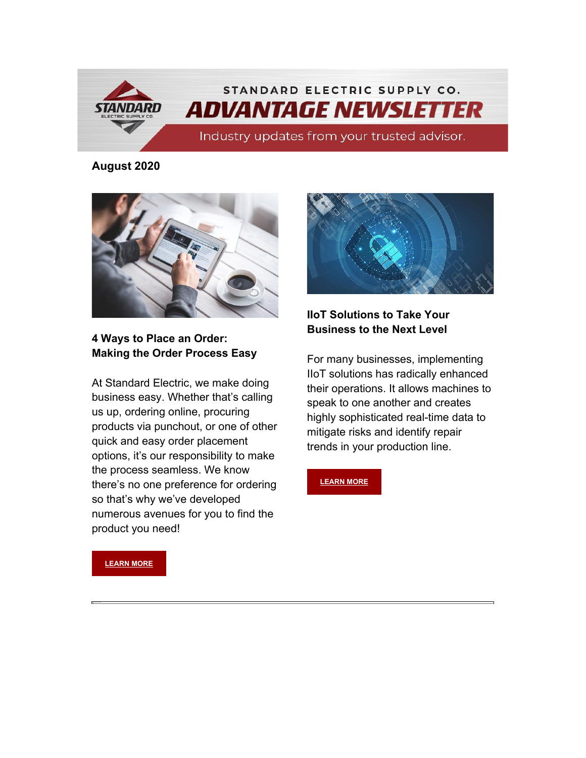STANDARD ELECTRIC SUPPLY CO.

# ADVANTAGE NEWSLETTER

Industry updates from your trusted advisor.

**August 2020**

### 4 Ways to Place an Order: Making the Order Process Easy

At Standard Electric, we make doing business easy. Whether that's calling us up, ordering online, procuring products via punchout, or one of other quick and easy order placement options, it's our responsibility to make the process seamless. We know there's no one preference for ordering so that's why we've developed numerous avenues for you to find the product you need!

**LEARN MORE**

### IIoT Solutions to Take Your Business to the Next Level

For many businesses, implementing IIoT solutions has radically enhanced their operations. It allows machines to speak to one another and creates highly sophisticated real-time data to mitigate risks and identify repair trends in your production line.

**LEARN MORE**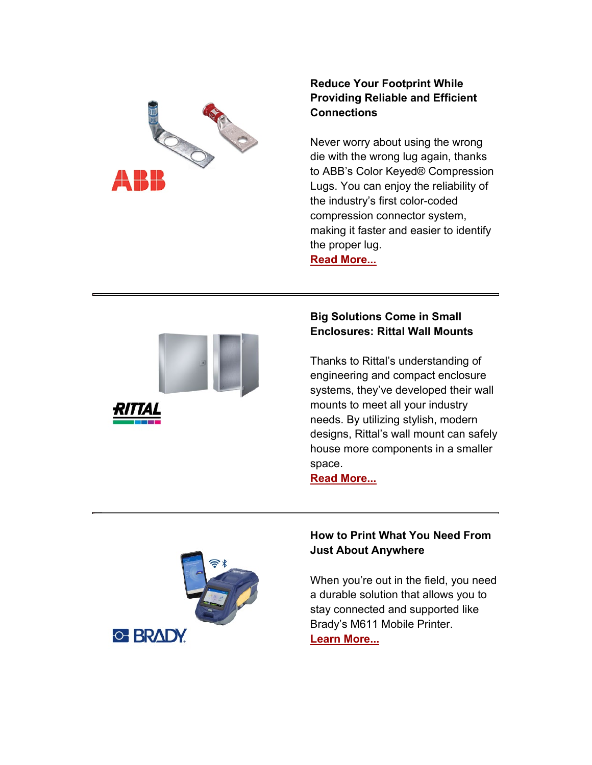**Reduce Your Footprint While Providing Reliable and Efficient Connections**

Never worry about using the wrong die with the wrong lug again, thanks to ABB's Color Keyed® Compression Lugs. You can enjoy the reliability of the industry's first color-coded compression connector system, making it faster and easier to identify the proper lug.
**Read More...**

---

**Big Solutions Come in Small Enclosures: Rittal Wall Mounts**

Thanks to Rittal's understanding of engineering and compact enclosure systems, they've developed their wall mounts to meet all your industry needs. By utilizing stylish, modern designs, Rittal's wall mount can safely house more components in a smaller space.
**Read More...**

---

**How to Print What You Need From Just About Anywhere**

When you're out in the field, you need a durable solution that allows you to stay connected and supported like Brady's M611 Mobile Printer.
**Learn More...**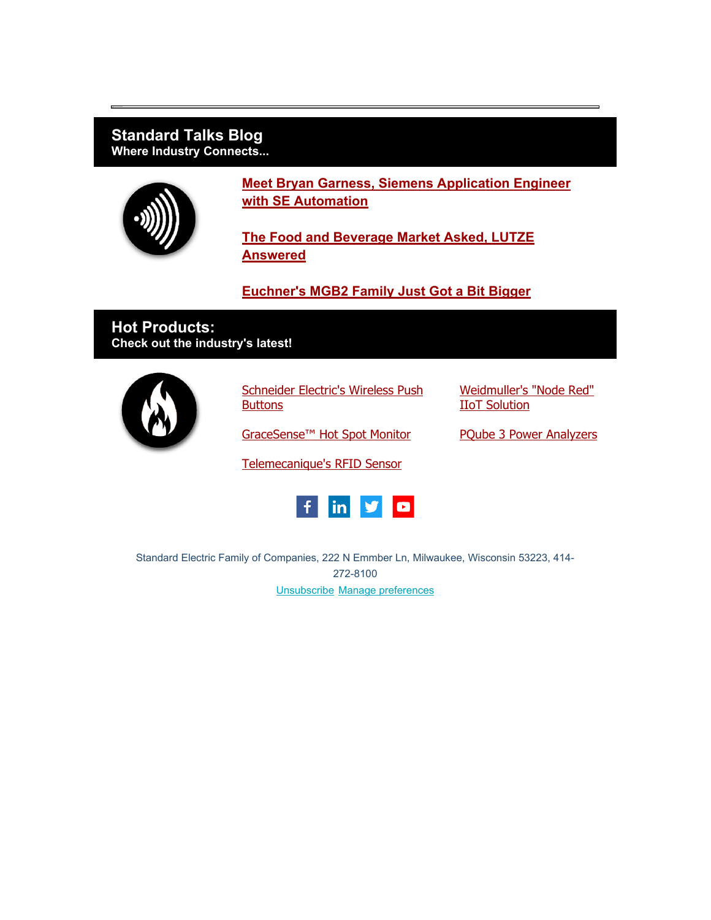## Standard Talks Blog

**Where Industry Connects...**

**Meet Bryan Garness, Siemens Application Engineer with SE Automation**

**The Food and Beverage Market Asked, LUTZE Answered**

**Euchner's MGB2 Family Just Got a Bit Bigger**

## Hot Products:

**Check out the industry's latest!**

Schneider Electric's Wireless Push Buttons

GraceSense™ Hot Spot Monitor

Telemecanique's RFID Sensor

Weidmuller's "Node Red" IIoT Solution

PQube 3 Power Analyzers

Standard Electric Family of Companies, 222 N Emmber Ln, Milwaukee, Wisconsin 53223, 414-272-8100

Unsubscribe Manage preferences